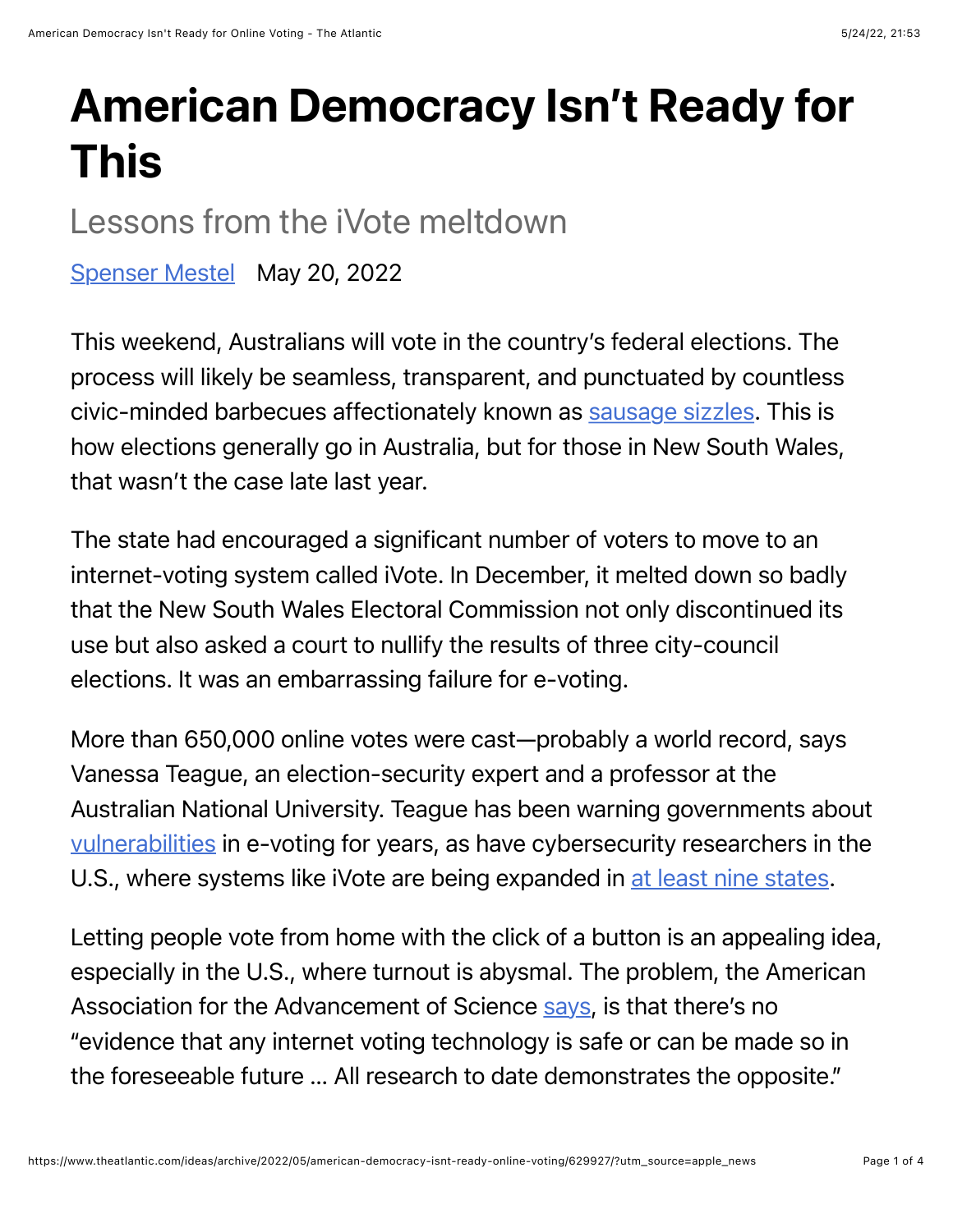# American Democracy Isn't Ready for This

## Lessons from the iVote meltdown

[Spenser Mestel](#) May 20, 2022

This weekend, Australians will vote in the country's federal elections. The process will likely be seamless, transparent, and punctuated by countless civic-minded barbecues affectionately known as [sausage sizzles](#). This is how elections generally go in Australia, but for those in New South Wales, that wasn't the case late last year.

The state had encouraged a significant number of voters to move to an internet-voting system called iVote. In December, it melted down so badly that the New South Wales Electoral Commission not only discontinued its use but also asked a court to nullify the results of three city-council elections. It was an embarrassing failure for e-voting.

More than 650,000 online votes were cast—probably a world record, says Vanessa Teague, an election-security expert and a professor at the Australian National University. Teague has been warning governments about [vulnerabilities](#) in e-voting for years, as have cybersecurity researchers in the U.S., where systems like iVote are being expanded in [at least nine states](#).

Letting people vote from home with the click of a button is an appealing idea, especially in the U.S., where turnout is abysmal. The problem, the American Association for the Advancement of Science [says](#), is that there's no "evidence that any internet voting technology is safe or can be made so in the foreseeable future … All research to date demonstrates the opposite."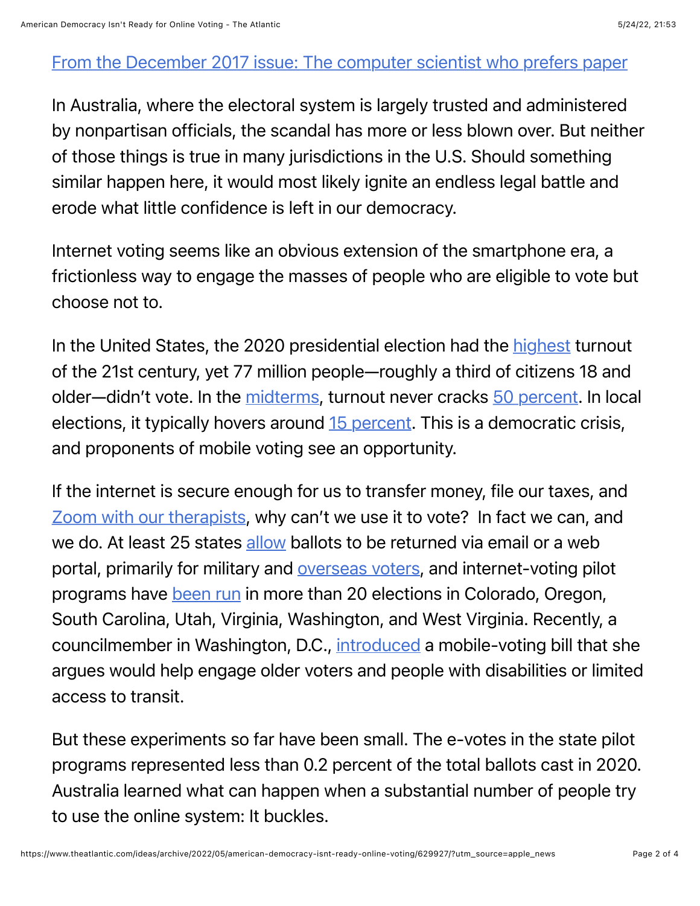From the December 2017 issue: The computer scientist who prefers paper

In Australia, where the electoral system is largely trusted and administered by nonpartisan officials, the scandal has more or less blown over. But neither of those things is true in many jurisdictions in the U.S. Should something similar happen here, it would most likely ignite an endless legal battle and erode what little confidence is left in our democracy.

Internet voting seems like an obvious extension of the smartphone era, a frictionless way to engage the masses of people who are eligible to vote but choose not to.

In the United States, the 2020 presidential election had the highest turnout of the 21st century, yet 77 million people—roughly a third of citizens 18 and older—didn't vote. In the midterms, turnout never cracks 50 percent. In local elections, it typically hovers around 15 percent. This is a democratic crisis, and proponents of mobile voting see an opportunity.

If the internet is secure enough for us to transfer money, file our taxes, and Zoom with our therapists, why can't we use it to vote? In fact we can, and we do. At least 25 states allow ballots to be returned via email or a web portal, primarily for military and overseas voters, and internet-voting pilot programs have been run in more than 20 elections in Colorado, Oregon, South Carolina, Utah, Virginia, Washington, and West Virginia. Recently, a councilmember in Washington, D.C., introduced a mobile-voting bill that she argues would help engage older voters and people with disabilities or limited access to transit.

But these experiments so far have been small. The e-votes in the state pilot programs represented less than 0.2 percent of the total ballots cast in 2020. Australia learned what can happen when a substantial number of people try to use the online system: It buckles.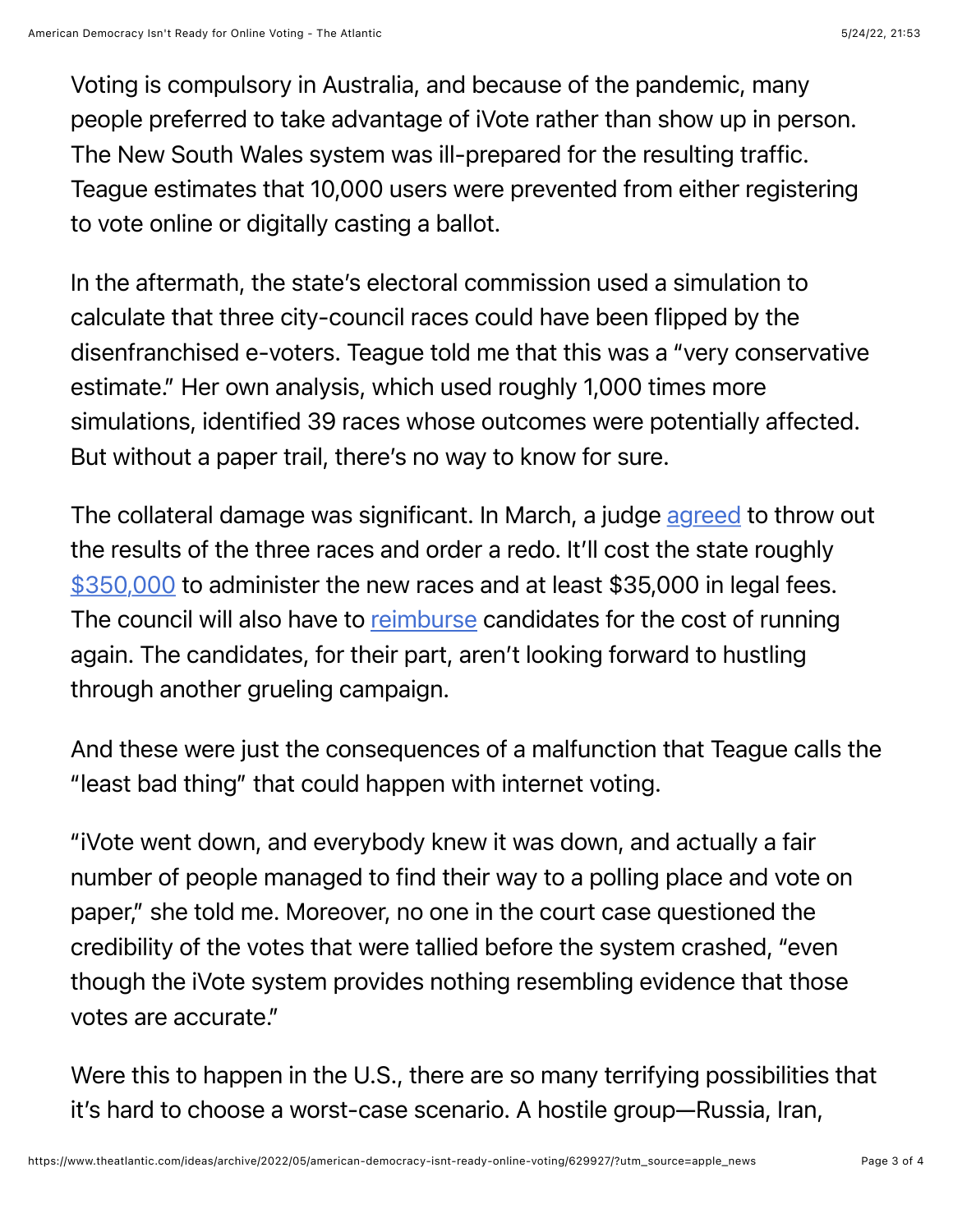Voting is compulsory in Australia, and because of the pandemic, many people preferred to take advantage of iVote rather than show up in person. The New South Wales system was ill-prepared for the resulting traffic. Teague estimates that 10,000 users were prevented from either registering to vote online or digitally casting a ballot.

In the aftermath, the state's electoral commission used a simulation to calculate that three city-council races could have been flipped by the disenfranchised e-voters. Teague told me that this was a "very conservative estimate." Her own analysis, which used roughly 1,000 times more simulations, identified 39 races whose outcomes were potentially affected. But without a paper trail, there's no way to know for sure.

The collateral damage was significant. In March, a judge agreed to throw out the results of the three races and order a redo. It'll cost the state roughly $350,000 to administer the new races and at least $35,000 in legal fees. The council will also have to reimburse candidates for the cost of running again. The candidates, for their part, aren't looking forward to hustling through another grueling campaign.

And these were just the consequences of a malfunction that Teague calls the "least bad thing" that could happen with internet voting.

"iVote went down, and everybody knew it was down, and actually a fair number of people managed to find their way to a polling place and vote on paper," she told me. Moreover, no one in the court case questioned the credibility of the votes that were tallied before the system crashed, "even though the iVote system provides nothing resembling evidence that those votes are accurate."

Were this to happen in the U.S., there are so many terrifying possibilities that it's hard to choose a worst-case scenario. A hostile group—Russia, Iran,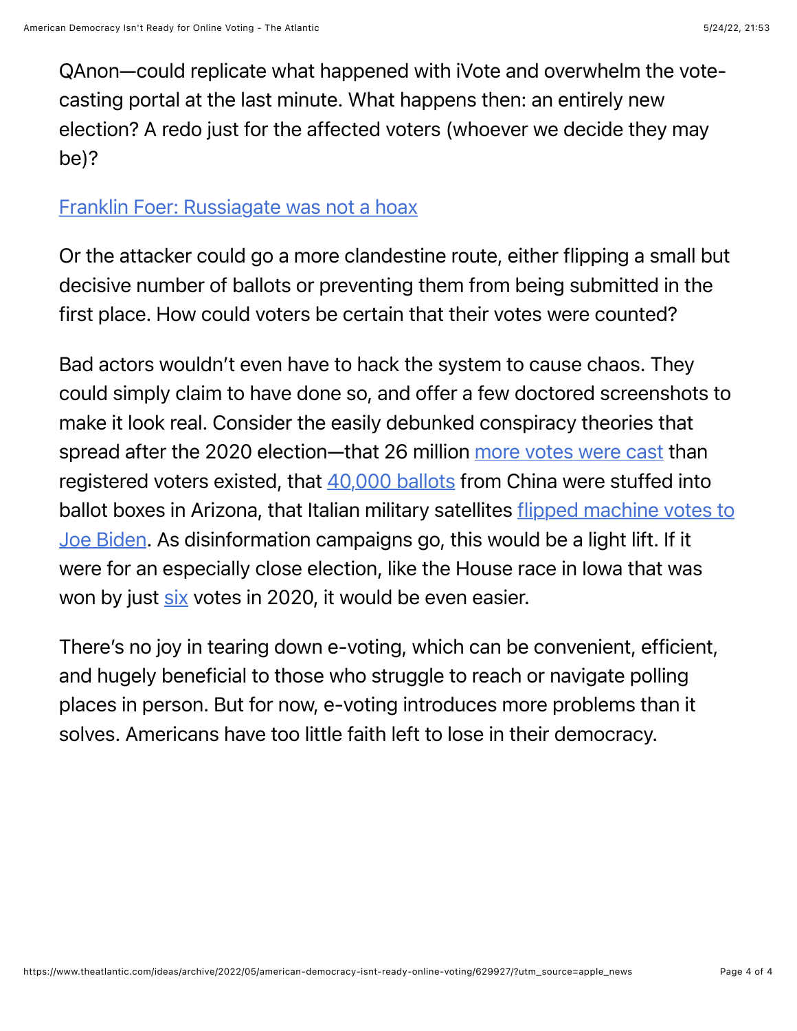QAnon—could replicate what happened with iVote and overwhelm the vote-casting portal at the last minute. What happens then: an entirely new election? A redo just for the affected voters (whoever we decide they may be)?

[Franklin Foer: Russiagate was not a hoax]

Or the attacker could go a more clandestine route, either flipping a small but decisive number of ballots or preventing them from being submitted in the first place. How could voters be certain that their votes were counted?

Bad actors wouldn't even have to hack the system to cause chaos. They could simply claim to have done so, and offer a few doctored screenshots to make it look real. Consider the easily debunked conspiracy theories that spread after the 2020 election—that 26 million more votes were cast than registered voters existed, that 40,000 ballots from China were stuffed into ballot boxes in Arizona, that Italian military satellites flipped machine votes to Joe Biden. As disinformation campaigns go, this would be a light lift. If it were for an especially close election, like the House race in Iowa that was won by just six votes in 2020, it would be even easier.

There's no joy in tearing down e-voting, which can be convenient, efficient, and hugely beneficial to those who struggle to reach or navigate polling places in person. But for now, e-voting introduces more problems than it solves. Americans have too little faith left to lose in their democracy.